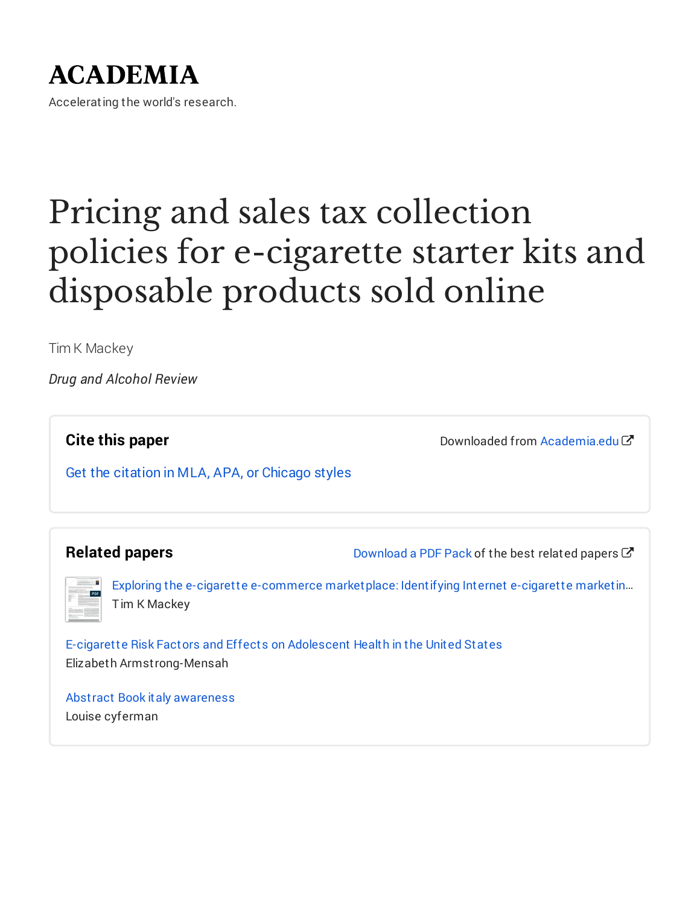# ACADEMIA

Accelerating the world's research.

# Pricing and sales tax collection policies for e-cigarette starter kits and disposable products sold online

Tim K Mackey

*Drug and Alcohol Review*

## Cite this paper

Downloaded from Academia.edu

Get the citation in MLA, APA, or Chicago styles

## Related papers

Download a PDF Pack of the best related papers

Exploring the e-cigarette e-commerce marketplace: Identifying Internet e-cigarette marketin…
Tim K Mackey

E-cigarette Risk Factors and Effects on Adolescent Health in the United States
Elizabeth Armstrong-Mensah

Abstract Book italy awareness
Louise cyferman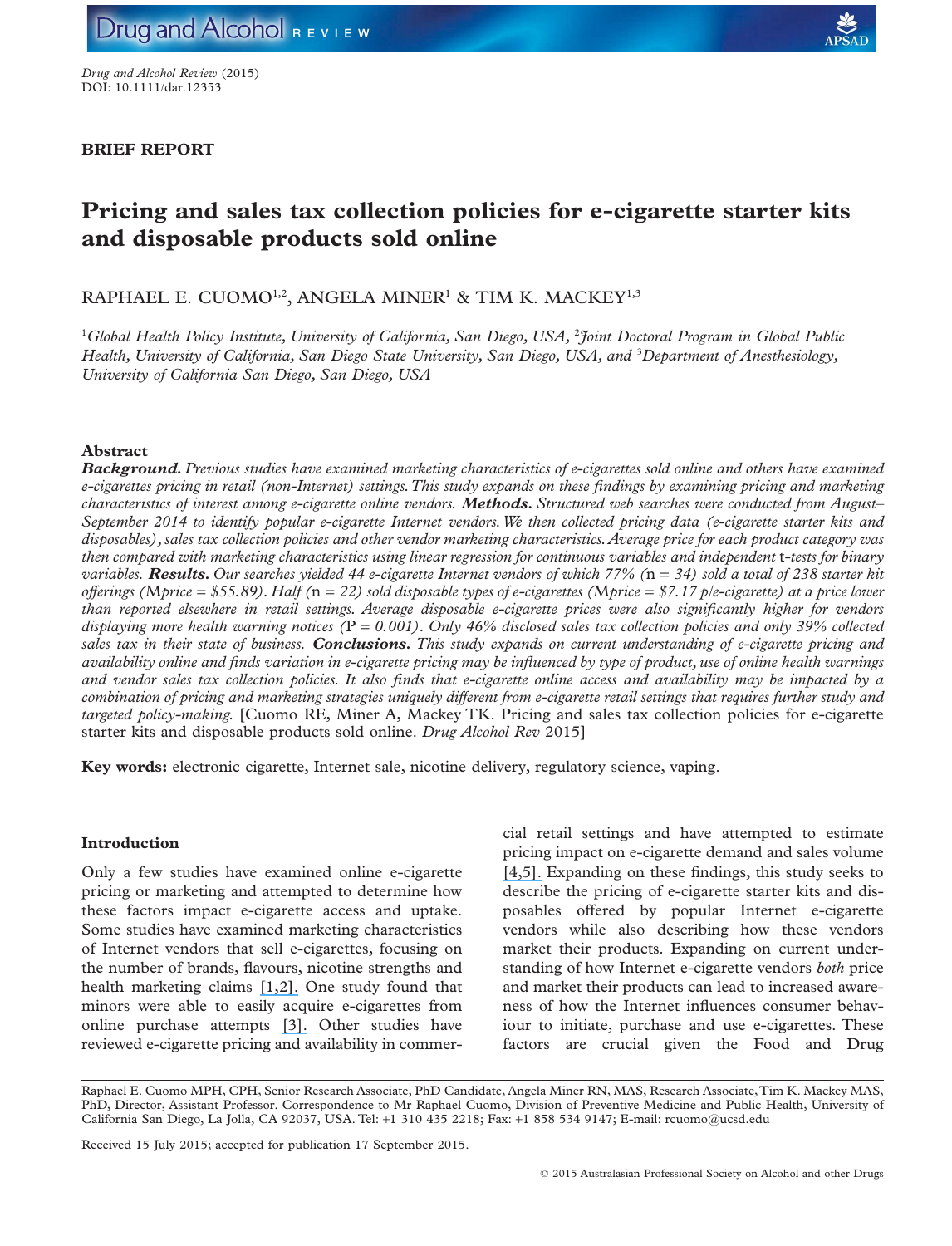Drug and Alcohol Review (2015)
DOI: 10.1111/dar.12353

**BRIEF REPORT**

# Pricing and sales tax collection policies for e-cigarette starter kits and disposable products sold online

RAPHAEL E. CUOMO[1,2], ANGELA MINER[1] & TIM K. MACKEY[1,3]

[1]*Global Health Policy Institute, University of California, San Diego, USA,* [2]*Joint Doctoral Program in Global Public Health, University of California, San Diego State University, San Diego, USA, and* [3]*Department of Anesthesiology, University of California San Diego, San Diego, USA*

## Abstract

***Background.*** *Previous studies have examined marketing characteristics of e-cigarettes sold online and others have examined e-cigarettes pricing in retail (non-Internet) settings. This study expands on these findings by examining pricing and marketing characteristics of interest among e-cigarette online vendors.* ***Methods.*** *Structured web searches were conducted from August–September 2014 to identify popular e-cigarette Internet vendors. We then collected pricing data (e-cigarette starter kits and disposables), sales tax collection policies and other vendor marketing characteristics. Average price for each product category was then compared with marketing characteristics using linear regression for continuous variables and independent* t*-tests for binary variables.* ***Results.*** *Our searches yielded 44 e-cigarette Internet vendors of which 77% (*n *= 34) sold a total of 238 starter kit offerings (*M*price = $55.89). Half (*n *= 22) sold disposable types of e-cigarettes (*M*price = $7.17 p/e-cigarette) at a price lower than reported elsewhere in retail settings. Average disposable e-cigarette prices were also significantly higher for vendors displaying more health warning notices (*P *= 0.001). Only 46% disclosed sales tax collection policies and only 39% collected sales tax in their state of business.* ***Conclusions.*** *This study expands on current understanding of e-cigarette pricing and availability online and finds variation in e-cigarette pricing may be influenced by type of product, use of online health warnings and vendor sales tax collection policies. It also finds that e-cigarette online access and availability may be impacted by a combination of pricing and marketing strategies uniquely different from e-cigarette retail settings that requires further study and targeted policy-making.* [Cuomo RE, Miner A, Mackey TK. Pricing and sales tax collection policies for e-cigarette starter kits and disposable products sold online. *Drug Alcohol Rev* 2015]

**Key words:** electronic cigarette, Internet sale, nicotine delivery, regulatory science, vaping.

## Introduction

Only a few studies have examined online e-cigarette pricing or marketing and attempted to determine how these factors impact e-cigarette access and uptake. Some studies have examined marketing characteristics of Internet vendors that sell e-cigarettes, focusing on the number of brands, flavours, nicotine strengths and health marketing claims [1,2]. One study found that minors were able to easily acquire e-cigarettes from online purchase attempts [3]. Other studies have reviewed e-cigarette pricing and availability in commercial retail settings and have attempted to estimate pricing impact on e-cigarette demand and sales volume [4,5]. Expanding on these findings, this study seeks to describe the pricing of e-cigarette starter kits and disposables offered by popular Internet e-cigarette vendors while also describing how these vendors market their products. Expanding on current understanding of how Internet e-cigarette vendors *both* price and market their products can lead to increased awareness of how the Internet influences consumer behaviour to initiate, purchase and use e-cigarettes. These factors are crucial given the Food and Drug

Raphael E. Cuomo MPH, CPH, Senior Research Associate, PhD Candidate, Angela Miner RN, MAS, Research Associate, Tim K. Mackey MAS, PhD, Director, Assistant Professor. Correspondence to Mr Raphael Cuomo, Division of Preventive Medicine and Public Health, University of California San Diego, La Jolla, CA 92037, USA. Tel: +1 310 435 2218; Fax: +1 858 534 9147; E-mail: rcuomo@ucsd.edu

Received 15 July 2015; accepted for publication 17 September 2015.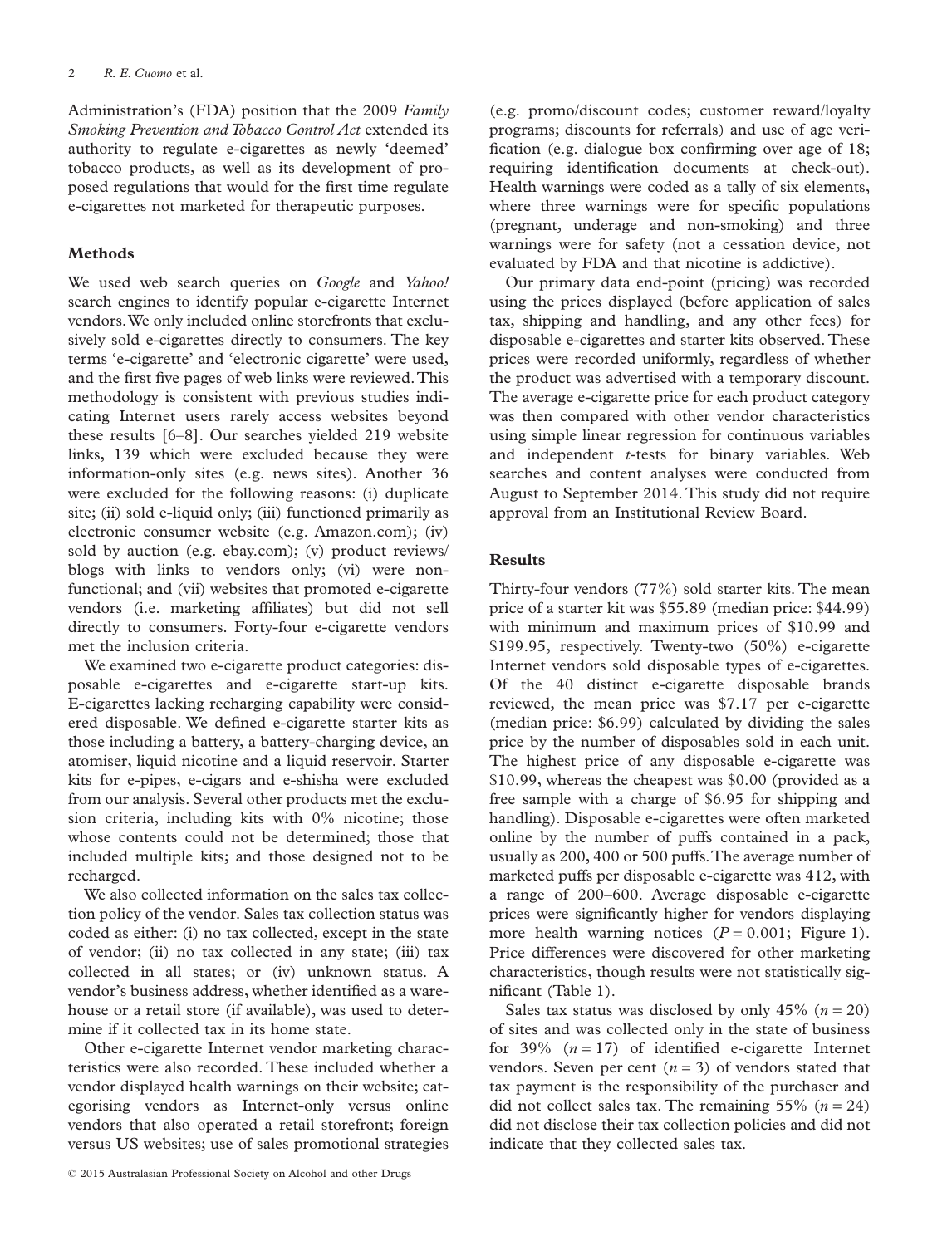Administration's (FDA) position that the 2009 *Family Smoking Prevention and Tobacco Control Act* extended its authority to regulate e-cigarettes as newly 'deemed' tobacco products, as well as its development of proposed regulations that would for the first time regulate e-cigarettes not marketed for therapeutic purposes.

## Methods

We used web search queries on *Google* and *Yahoo!* search engines to identify popular e-cigarette Internet vendors. We only included online storefronts that exclusively sold e-cigarettes directly to consumers. The key terms 'e-cigarette' and 'electronic cigarette' were used, and the first five pages of web links were reviewed. This methodology is consistent with previous studies indicating Internet users rarely access websites beyond these results [6–8]. Our searches yielded 219 website links, 139 which were excluded because they were information-only sites (e.g. news sites). Another 36 were excluded for the following reasons: (i) duplicate site; (ii) sold e-liquid only; (iii) functioned primarily as electronic consumer website (e.g. Amazon.com); (iv) sold by auction (e.g. ebay.com); (v) product reviews/blogs with links to vendors only; (vi) were non-functional; and (vii) websites that promoted e-cigarette vendors (i.e. marketing affiliates) but did not sell directly to consumers. Forty-four e-cigarette vendors met the inclusion criteria.

We examined two e-cigarette product categories: disposable e-cigarettes and e-cigarette start-up kits. E-cigarettes lacking recharging capability were considered disposable. We defined e-cigarette starter kits as those including a battery, a battery-charging device, an atomiser, liquid nicotine and a liquid reservoir. Starter kits for e-pipes, e-cigars and e-shisha were excluded from our analysis. Several other products met the exclusion criteria, including kits with 0% nicotine; those whose contents could not be determined; those that included multiple kits; and those designed not to be recharged.

We also collected information on the sales tax collection policy of the vendor. Sales tax collection status was coded as either: (i) no tax collected, except in the state of vendor; (ii) no tax collected in any state; (iii) tax collected in all states; or (iv) unknown status. A vendor's business address, whether identified as a warehouse or a retail store (if available), was used to determine if it collected tax in its home state.

Other e-cigarette Internet vendor marketing characteristics were also recorded. These included whether a vendor displayed health warnings on their website; categorising vendors as Internet-only versus online vendors that also operated a retail storefront; foreign versus US websites; use of sales promotional strategies (e.g. promo/discount codes; customer reward/loyalty programs; discounts for referrals) and use of age verification (e.g. dialogue box confirming over age of 18; requiring identification documents at check-out). Health warnings were coded as a tally of six elements, where three warnings were for specific populations (pregnant, underage and non-smoking) and three warnings were for safety (not a cessation device, not evaluated by FDA and that nicotine is addictive).

Our primary data end-point (pricing) was recorded using the prices displayed (before application of sales tax, shipping and handling, and any other fees) for disposable e-cigarettes and starter kits observed. These prices were recorded uniformly, regardless of whether the product was advertised with a temporary discount. The average e-cigarette price for each product category was then compared with other vendor characteristics using simple linear regression for continuous variables and independent $t$-tests for binary variables. Web searches and content analyses were conducted from August to September 2014. This study did not require approval from an Institutional Review Board.

## Results

Thirty-four vendors (77%) sold starter kits. The mean price of a starter kit was \$55.89 (median price: \$44.99) with minimum and maximum prices of \$10.99 and \$199.95, respectively. Twenty-two (50%) e-cigarette Internet vendors sold disposable types of e-cigarettes. Of the 40 distinct e-cigarette disposable brands reviewed, the mean price was \$7.17 per e-cigarette (median price: \$6.99) calculated by dividing the sales price by the number of disposables sold in each unit. The highest price of any disposable e-cigarette was \$10.99, whereas the cheapest was \$0.00 (provided as a free sample with a charge of \$6.95 for shipping and handling). Disposable e-cigarettes were often marketed online by the number of puffs contained in a pack, usually as 200, 400 or 500 puffs. The average number of marketed puffs per disposable e-cigarette was 412, with a range of 200–600. Average disposable e-cigarette prices were significantly higher for vendors displaying more health warning notices ($P = 0.001$; Figure 1). Price differences were discovered for other marketing characteristics, though results were not statistically significant (Table 1).

Sales tax status was disclosed by only 45% ($n = 20$) of sites and was collected only in the state of business for 39% ($n = 17$) of identified e-cigarette Internet vendors. Seven per cent ($n = 3$) of vendors stated that tax payment is the responsibility of the purchaser and did not collect sales tax. The remaining 55% ($n = 24$) did not disclose their tax collection policies and did not indicate that they collected sales tax.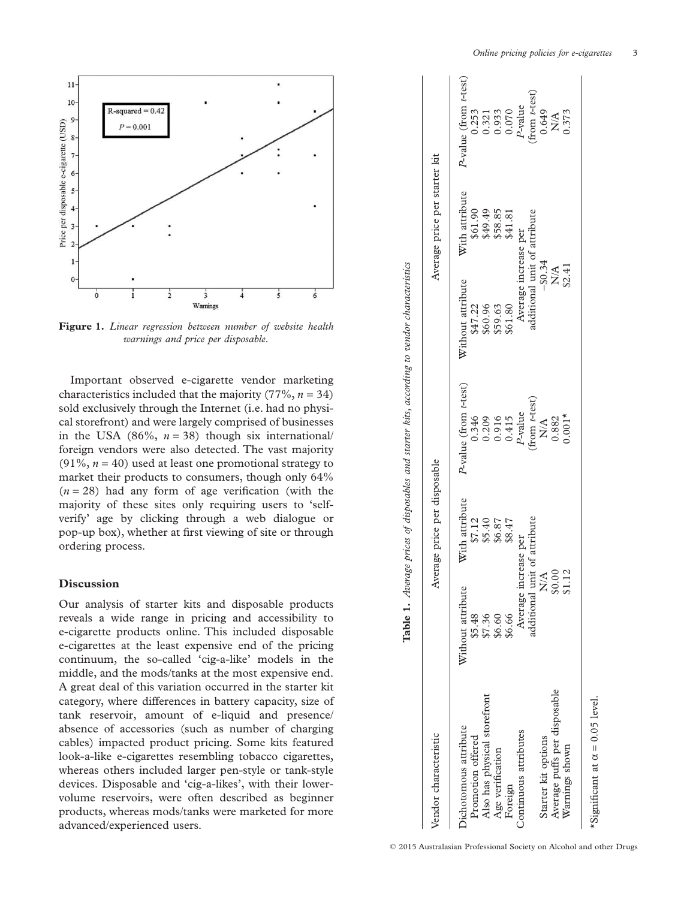**Figure 1.** *Linear regression between number of website health warnings and price per disposable.*

Important observed e-cigarette vendor marketing characteristics included that the majority (77%, $n = 34$) sold exclusively through the Internet (i.e. had no physical storefront) and were largely comprised of businesses in the USA (86%, $n = 38$) though six international/foreign vendors were also detected. The vast majority (91%, $n = 40$) used at least one promotional strategy to market their products to consumers, though only 64% ($n = 28$) had any form of age verification (with the majority of these sites only requiring users to 'self-verify' age by clicking through a web dialogue or pop-up box), whether at first viewing of site or through ordering process.

## Discussion

Our analysis of starter kits and disposable products reveals a wide range in pricing and accessibility to e-cigarette products online. This included disposable e-cigarettes at the least expensive end of the pricing continuum, the so-called 'cig-a-like' models in the middle, and the mods/tanks at the most expensive end. A great deal of this variation occurred in the starter kit category, where differences in battery capacity, size of tank reservoir, amount of e-liquid and presence/absence of accessories (such as number of charging cables) impacted product pricing. Some kits featured look-a-like e-cigarettes resembling tobacco cigarettes, whereas others included larger pen-style or tank-style devices. Disposable and 'cig-a-likes', with their lower-volume reservoirs, were often described as beginner products, whereas mods/tanks were marketed for more advanced/experienced users.

**Table 1.** *Average prices of disposables and starter kits, according to vendor characteristics*

| Vendor characteristic | Average price per disposable | | | Average price per starter kit | | |
|---|---|---|---|---|---|---|
| Dichotomous attribute | Without attribute | With attribute | *P*-value (from *t*-test) | Without attribute | With attribute | *P*-value (from *t*-test) |
| Promotion offered | \$5.48 | \$7.12 | 0.346 | \$47.22 | \$61.90 | 0.253 |
| Also has physical storefront | \$7.36 | \$5.40 | 0.209 | \$60.96 | \$49.49 | 0.321 |
| Age verification | \$6.60 | \$6.87 | 0.916 | \$59.63 | \$58.85 | 0.933 |
| Foreign | \$6.66 | \$8.47 | 0.415 | \$61.80 | \$41.81 | 0.070 |
| Continuous attributes | Average increase per additional unit of attribute | | *P*-value (from *t*-test) | Average increase per additional unit of attribute | | *P*-value (from *t*-test) |
| Starter kit options | N/A | | N/A | −\$0.34 | | 0.649 |
| Average puffs per disposable | \$0.00 | | 0.882 | N/A | | N/A |
| Warnings shown | \$1.12 | | 0.001* | \$2.41 | | 0.373 |

*Significant at $\alpha = 0.05$ level.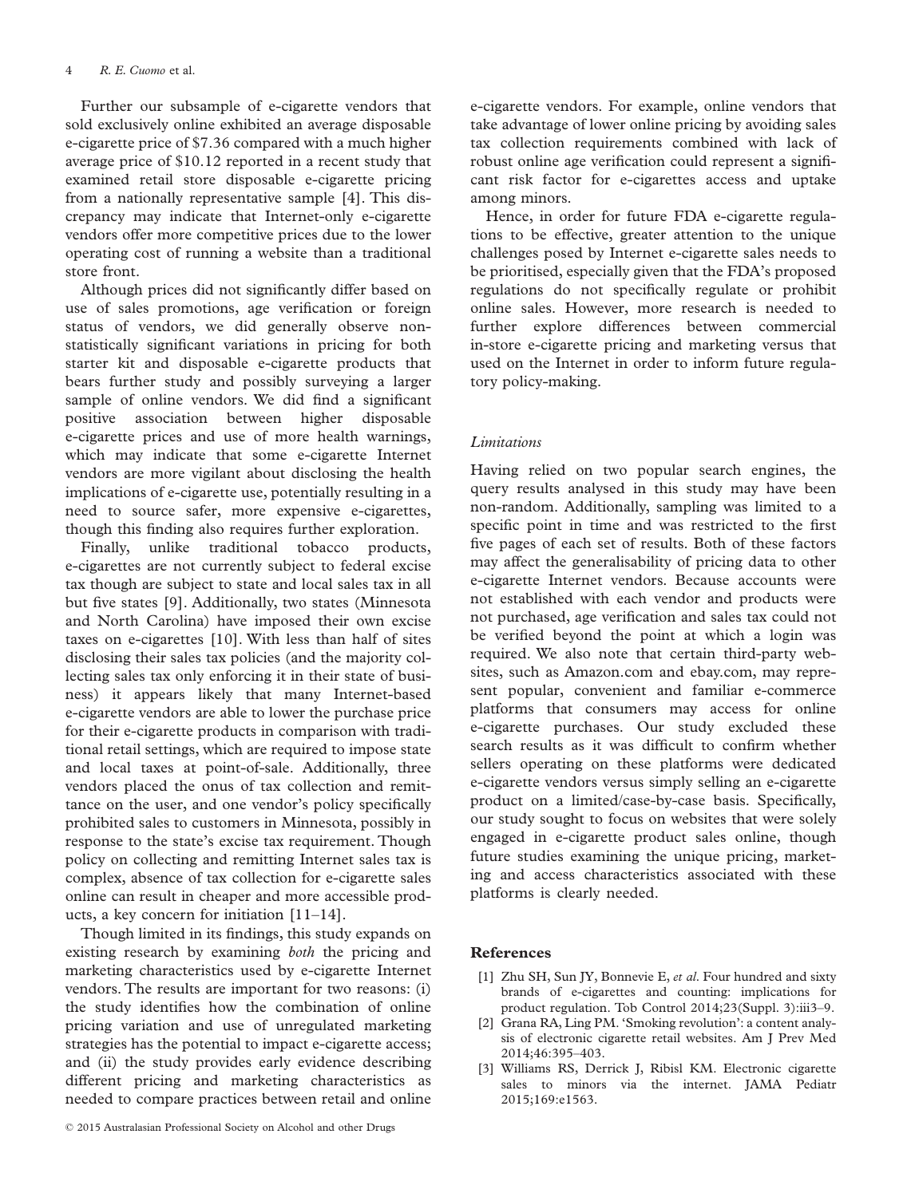Further our subsample of e-cigarette vendors that sold exclusively online exhibited an average disposable e-cigarette price of $7.36 compared with a much higher average price of $10.12 reported in a recent study that examined retail store disposable e-cigarette pricing from a nationally representative sample [4]. This discrepancy may indicate that Internet-only e-cigarette vendors offer more competitive prices due to the lower operating cost of running a website than a traditional store front.

Although prices did not significantly differ based on use of sales promotions, age verification or foreign status of vendors, we did generally observe non-statistically significant variations in pricing for both starter kit and disposable e-cigarette products that bears further study and possibly surveying a larger sample of online vendors. We did find a significant positive association between higher disposable e-cigarette prices and use of more health warnings, which may indicate that some e-cigarette Internet vendors are more vigilant about disclosing the health implications of e-cigarette use, potentially resulting in a need to source safer, more expensive e-cigarettes, though this finding also requires further exploration.

Finally, unlike traditional tobacco products, e-cigarettes are not currently subject to federal excise tax though are subject to state and local sales tax in all but five states [9]. Additionally, two states (Minnesota and North Carolina) have imposed their own excise taxes on e-cigarettes [10]. With less than half of sites disclosing their sales tax policies (and the majority collecting sales tax only enforcing it in their state of business) it appears likely that many Internet-based e-cigarette vendors are able to lower the purchase price for their e-cigarette products in comparison with traditional retail settings, which are required to impose state and local taxes at point-of-sale. Additionally, three vendors placed the onus of tax collection and remittance on the user, and one vendor's policy specifically prohibited sales to customers in Minnesota, possibly in response to the state's excise tax requirement. Though policy on collecting and remitting Internet sales tax is complex, absence of tax collection for e-cigarette sales online can result in cheaper and more accessible products, a key concern for initiation [11–14].

Though limited in its findings, this study expands on existing research by examining *both* the pricing and marketing characteristics used by e-cigarette Internet vendors. The results are important for two reasons: (i) the study identifies how the combination of online pricing variation and use of unregulated marketing strategies has the potential to impact e-cigarette access; and (ii) the study provides early evidence describing different pricing and marketing characteristics as needed to compare practices between retail and online e-cigarette vendors. For example, online vendors that take advantage of lower online pricing by avoiding sales tax collection requirements combined with lack of robust online age verification could represent a significant risk factor for e-cigarettes access and uptake among minors.

Hence, in order for future FDA e-cigarette regulations to be effective, greater attention to the unique challenges posed by Internet e-cigarette sales needs to be prioritised, especially given that the FDA's proposed regulations do not specifically regulate or prohibit online sales. However, more research is needed to further explore differences between commercial in-store e-cigarette pricing and marketing versus that used on the Internet in order to inform future regulatory policy-making.

### *Limitations*

Having relied on two popular search engines, the query results analysed in this study may have been non-random. Additionally, sampling was limited to a specific point in time and was restricted to the first five pages of each set of results. Both of these factors may affect the generalisability of pricing data to other e-cigarette Internet vendors. Because accounts were not established with each vendor and products were not purchased, age verification and sales tax could not be verified beyond the point at which a login was required. We also note that certain third-party websites, such as Amazon.com and ebay.com, may represent popular, convenient and familiar e-commerce platforms that consumers may access for online e-cigarette purchases. Our study excluded these search results as it was difficult to confirm whether sellers operating on these platforms were dedicated e-cigarette vendors versus simply selling an e-cigarette product on a limited/case-by-case basis. Specifically, our study sought to focus on websites that were solely engaged in e-cigarette product sales online, though future studies examining the unique pricing, marketing and access characteristics associated with these platforms is clearly needed.

## References

[1] Zhu SH, Sun JY, Bonnevie E, *et al*. Four hundred and sixty brands of e-cigarettes and counting: implications for product regulation. Tob Control 2014;23(Suppl. 3):iii3–9.

[2] Grana RA, Ling PM. 'Smoking revolution': a content analysis of electronic cigarette retail websites. Am J Prev Med 2014;46:395–403.

[3] Williams RS, Derrick J, Ribisl KM. Electronic cigarette sales to minors via the internet. JAMA Pediatr 2015;169:e1563.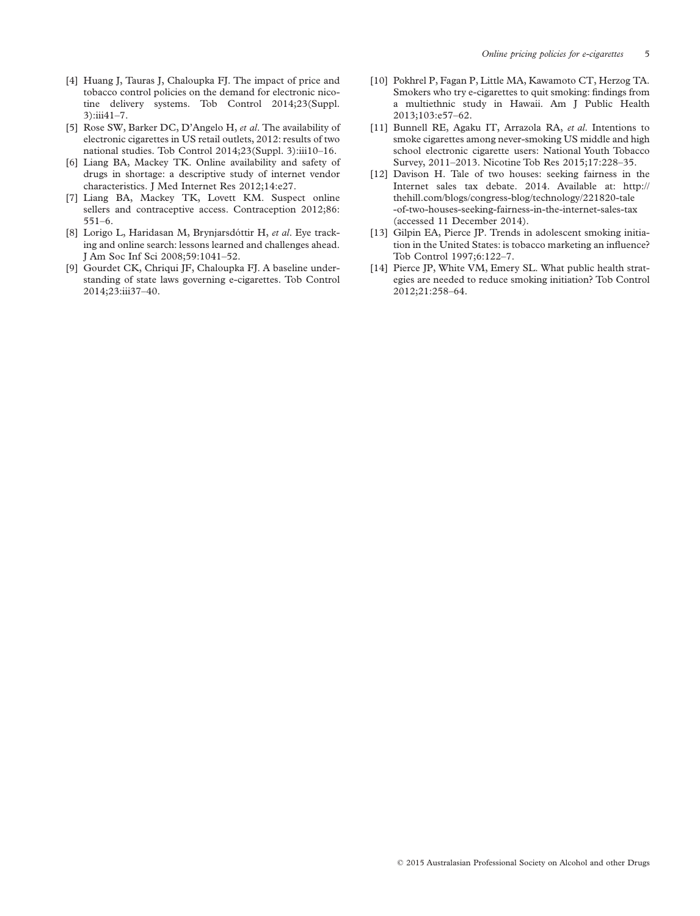[4] Huang J, Tauras J, Chaloupka FJ. The impact of price and tobacco control policies on the demand for electronic nicotine delivery systems. Tob Control 2014;23(Suppl. 3):iii41–7.

[5] Rose SW, Barker DC, D'Angelo H, *et al*. The availability of electronic cigarettes in US retail outlets, 2012: results of two national studies. Tob Control 2014;23(Suppl. 3):iii10–16.

[6] Liang BA, Mackey TK. Online availability and safety of drugs in shortage: a descriptive study of internet vendor characteristics. J Med Internet Res 2012;14:e27.

[7] Liang BA, Mackey TK, Lovett KM. Suspect online sellers and contraceptive access. Contraception 2012;86: 551–6.

[8] Lorigo L, Haridasan M, Brynjarsdóttir H, *et al*. Eye tracking and online search: lessons learned and challenges ahead. J Am Soc Inf Sci 2008;59:1041–52.

[9] Gourdet CK, Chriqui JF, Chaloupka FJ. A baseline understanding of state laws governing e-cigarettes. Tob Control 2014;23:iii37–40.

[10] Pokhrel P, Fagan P, Little MA, Kawamoto CT, Herzog TA. Smokers who try e-cigarettes to quit smoking: findings from a multiethnic study in Hawaii. Am J Public Health 2013;103:e57–62.

[11] Bunnell RE, Agaku IT, Arrazola RA, *et al*. Intentions to smoke cigarettes among never-smoking US middle and high school electronic cigarette users: National Youth Tobacco Survey, 2011–2013. Nicotine Tob Res 2015;17:228–35.

[12] Davison H. Tale of two houses: seeking fairness in the Internet sales tax debate. 2014. Available at: http://thehill.com/blogs/congress-blog/technology/221820-tale-of-two-houses-seeking-fairness-in-the-internet-sales-tax (accessed 11 December 2014).

[13] Gilpin EA, Pierce JP. Trends in adolescent smoking initiation in the United States: is tobacco marketing an influence? Tob Control 1997;6:122–7.

[14] Pierce JP, White VM, Emery SL. What public health strategies are needed to reduce smoking initiation? Tob Control 2012;21:258–64.

© 2015 Australasian Professional Society on Alcohol and other Drugs